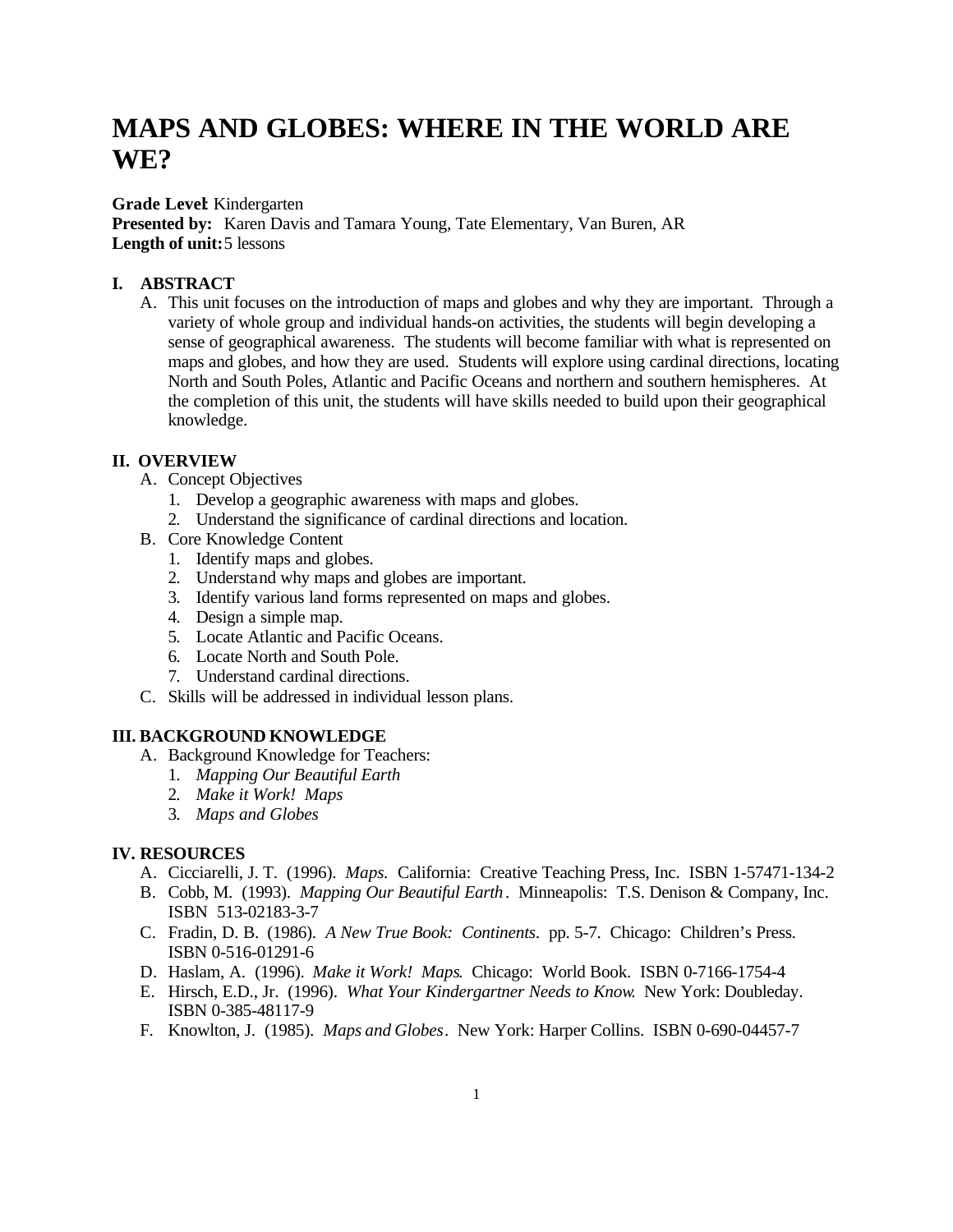# MAPS AND GLOBES: WHERE IN THE WORLD ARE WE?

**Grade Level**: Kindergarten
**Presented by:** Karen Davis and Tamara Young, Tate Elementary, Van Buren, AR
**Length of unit:** 5 lessons

## I. ABSTRACT

A. This unit focuses on the introduction of maps and globes and why they are important. Through a variety of whole group and individual hands-on activities, the students will begin developing a sense of geographical awareness. The students will become familiar with what is represented on maps and globes, and how they are used. Students will explore using cardinal directions, locating North and South Poles, Atlantic and Pacific Oceans and northern and southern hemispheres. At the completion of this unit, the students will have skills needed to build upon their geographical knowledge.

## II. OVERVIEW

A. Concept Objectives
   1. Develop a geographic awareness with maps and globes.
   2. Understand the significance of cardinal directions and location.

B. Core Knowledge Content
   1. Identify maps and globes.
   2. Understand why maps and globes are important.
   3. Identify various land forms represented on maps and globes.
   4. Design a simple map.
   5. Locate Atlantic and Pacific Oceans.
   6. Locate North and South Pole.
   7. Understand cardinal directions.

C. Skills will be addressed in individual lesson plans.

## III. BACKGROUND KNOWLEDGE

A. Background Knowledge for Teachers:
   1. *Mapping Our Beautiful Earth*
   2. *Make it Work! Maps*
   3. *Maps and Globes*

## IV. RESOURCES

A. Cicciarelli, J. T. (1996). *Maps.* California: Creative Teaching Press, Inc. ISBN 1-57471-134-2
B. Cobb, M. (1993). *Mapping Our Beautiful Earth*. Minneapolis: T.S. Denison & Company, Inc. ISBN 513-02183-3-7
C. Fradin, D. B. (1986). *A New True Book: Continents*. pp. 5-7. Chicago: Children's Press. ISBN 0-516-01291-6
D. Haslam, A. (1996). *Make it Work! Maps*. Chicago: World Book. ISBN 0-7166-1754-4
E. Hirsch, E.D., Jr. (1996). *What Your Kindergartner Needs to Know.* New York: Doubleday. ISBN 0-385-48117-9
F. Knowlton, J. (1985). *Maps and Globes*. New York: Harper Collins. ISBN 0-690-04457-7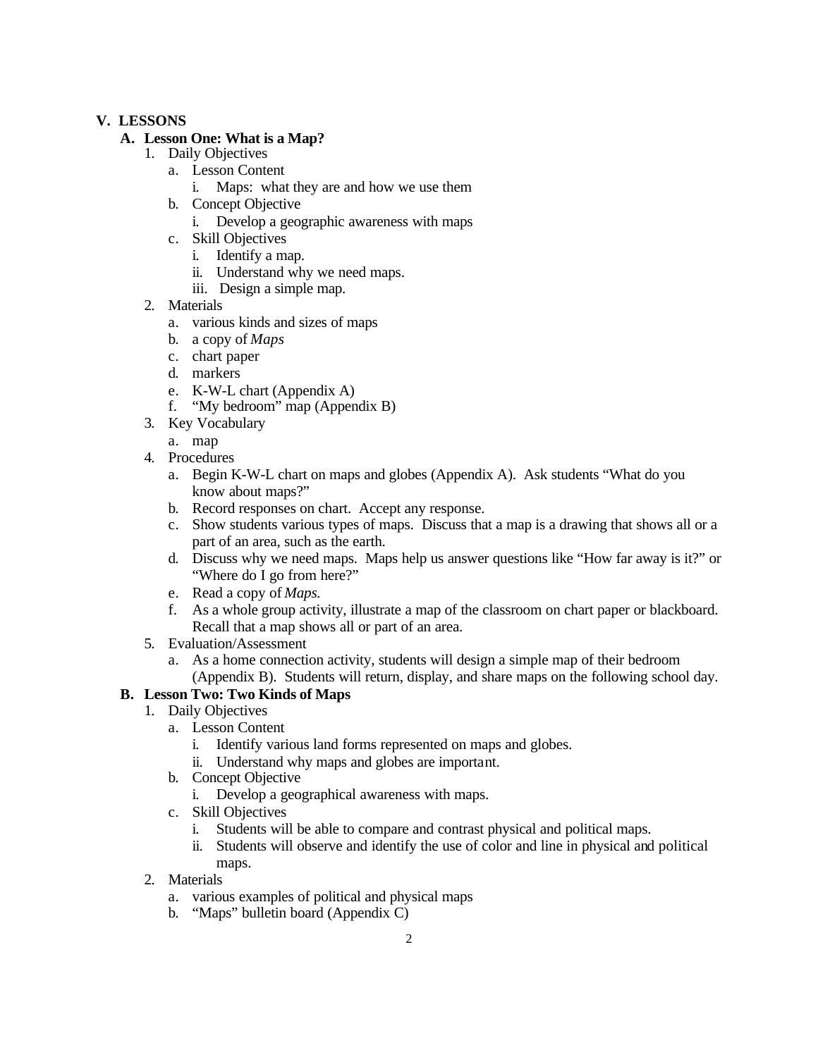## V. LESSONS

### A. Lesson One: What is a Map?

1. Daily Objectives
   a. Lesson Content
      i. Maps: what they are and how we use them
   b. Concept Objective
      i. Develop a geographic awareness with maps
   c. Skill Objectives
      i. Identify a map.
      ii. Understand why we need maps.
      iii. Design a simple map.
2. Materials
   a. various kinds and sizes of maps
   b. a copy of *Maps*
   c. chart paper
   d. markers
   e. K-W-L chart (Appendix A)
   f. "My bedroom" map (Appendix B)
3. Key Vocabulary
   a. map
4. Procedures
   a. Begin K-W-L chart on maps and globes (Appendix A). Ask students "What do you know about maps?"
   b. Record responses on chart. Accept any response.
   c. Show students various types of maps. Discuss that a map is a drawing that shows all or a part of an area, such as the earth.
   d. Discuss why we need maps. Maps help us answer questions like "How far away is it?" or "Where do I go from here?"
   e. Read a copy of *Maps.*
   f. As a whole group activity, illustrate a map of the classroom on chart paper or blackboard. Recall that a map shows all or part of an area.
5. Evaluation/Assessment
   a. As a home connection activity, students will design a simple map of their bedroom (Appendix B). Students will return, display, and share maps on the following school day.

### B. Lesson Two: Two Kinds of Maps

1. Daily Objectives
   a. Lesson Content
      i. Identify various land forms represented on maps and globes.
      ii. Understand why maps and globes are important.
   b. Concept Objective
      i. Develop a geographical awareness with maps.
   c. Skill Objectives
      i. Students will be able to compare and contrast physical and political maps.
      ii. Students will observe and identify the use of color and line in physical and political maps.
2. Materials
   a. various examples of political and physical maps
   b. "Maps" bulletin board (Appendix C)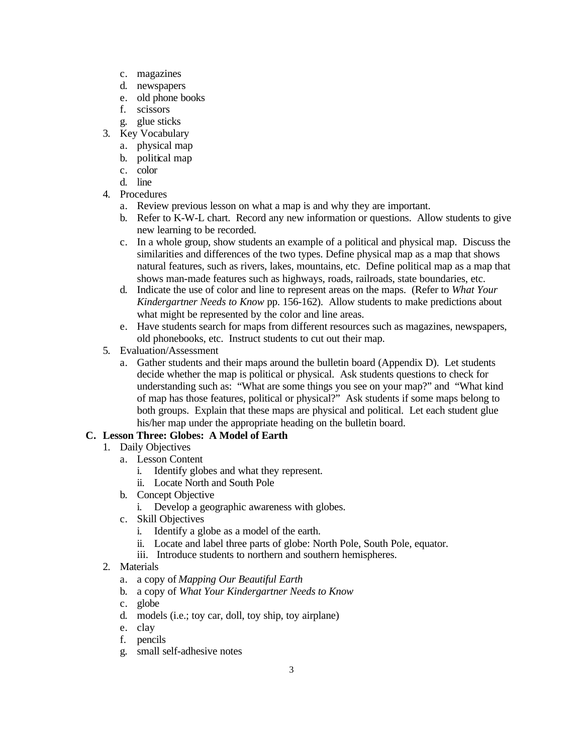c. magazines
   d. newspapers
   e. old phone books
   f. scissors
   g. glue sticks
3. Key Vocabulary
   a. physical map
   b. political map
   c. color
   d. line
4. Procedures
   a. Review previous lesson on what a map is and why they are important.
   b. Refer to K-W-L chart. Record any new information or questions. Allow students to give new learning to be recorded.
   c. In a whole group, show students an example of a political and physical map. Discuss the similarities and differences of the two types. Define physical map as a map that shows natural features, such as rivers, lakes, mountains, etc. Define political map as a map that shows man-made features such as highways, roads, railroads, state boundaries, etc.
   d. Indicate the use of color and line to represent areas on the maps. (Refer to *What Your Kindergartner Needs to Know* pp. 156-162). Allow students to make predictions about what might be represented by the color and line areas.
   e. Have students search for maps from different resources such as magazines, newspapers, old phonebooks, etc. Instruct students to cut out their map.
5. Evaluation/Assessment
   a. Gather students and their maps around the bulletin board (Appendix D). Let students decide whether the map is political or physical. Ask students questions to check for understanding such as: "What are some things you see on your map?" and "What kind of map has those features, political or physical?" Ask students if some maps belong to both groups. Explain that these maps are physical and political. Let each student glue his/her map under the appropriate heading on the bulletin board.

**C. Lesson Three: Globes: A Model of Earth**

1. Daily Objectives
   a. Lesson Content
      i. Identify globes and what they represent.
      ii. Locate North and South Pole
   b. Concept Objective
      i. Develop a geographic awareness with globes.
   c. Skill Objectives
      i. Identify a globe as a model of the earth.
      ii. Locate and label three parts of globe: North Pole, South Pole, equator.
      iii. Introduce students to northern and southern hemispheres.
2. Materials
   a. a copy of *Mapping Our Beautiful Earth*
   b. a copy of *What Your Kindergartner Needs to Know*
   c. globe
   d. models (i.e.; toy car, doll, toy ship, toy airplane)
   e. clay
   f. pencils
   g. small self-adhesive notes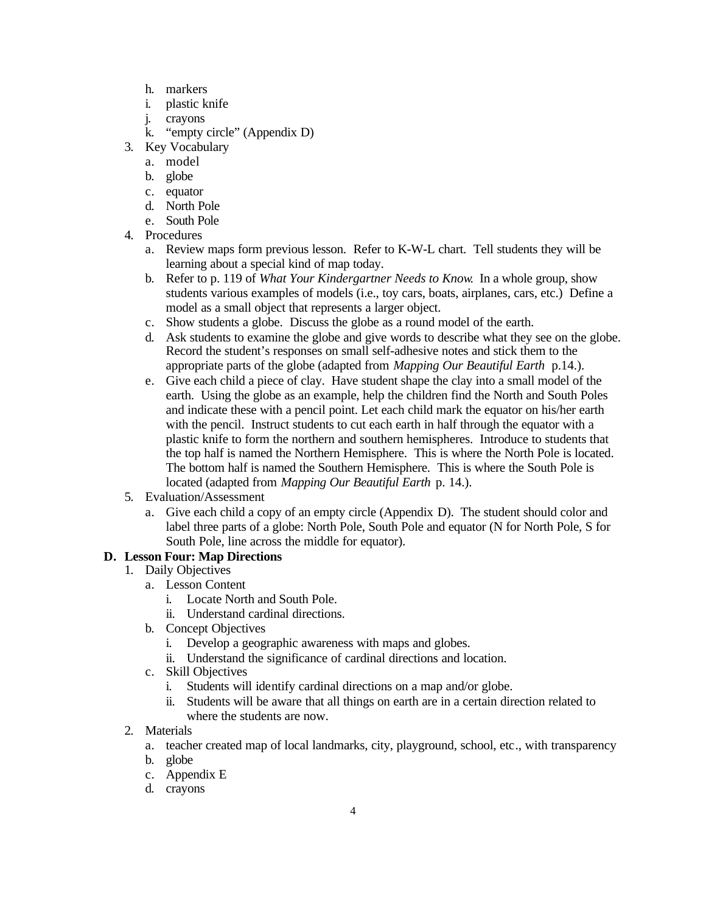h. markers
i. plastic knife
j. crayons
k. "empty circle" (Appendix D)

3. Key Vocabulary
   a. model
   b. globe
   c. equator
   d. North Pole
   e. South Pole

4. Procedures
   a. Review maps form previous lesson. Refer to K-W-L chart. Tell students they will be learning about a special kind of map today.
   b. Refer to p. 119 of *What Your Kindergartner Needs to Know.* In a whole group, show students various examples of models (i.e., toy cars, boats, airplanes, cars, etc.) Define a model as a small object that represents a larger object.
   c. Show students a globe. Discuss the globe as a round model of the earth.
   d. Ask students to examine the globe and give words to describe what they see on the globe. Record the student's responses on small self-adhesive notes and stick them to the appropriate parts of the globe (adapted from *Mapping Our Beautiful Earth* p.14.).
   e. Give each child a piece of clay. Have student shape the clay into a small model of the earth. Using the globe as an example, help the children find the North and South Poles and indicate these with a pencil point. Let each child mark the equator on his/her earth with the pencil. Instruct students to cut each earth in half through the equator with a plastic knife to form the northern and southern hemispheres. Introduce to students that the top half is named the Northern Hemisphere. This is where the North Pole is located. The bottom half is named the Southern Hemisphere. This is where the South Pole is located (adapted from *Mapping Our Beautiful Earth* p. 14.).

5. Evaluation/Assessment
   a. Give each child a copy of an empty circle (Appendix D). The student should color and label three parts of a globe: North Pole, South Pole and equator (N for North Pole, S for South Pole, line across the middle for equator).

**D. Lesson Four: Map Directions**

1. Daily Objectives
   a. Lesson Content
      i. Locate North and South Pole.
      ii. Understand cardinal directions.
   b. Concept Objectives
      i. Develop a geographic awareness with maps and globes.
      ii. Understand the significance of cardinal directions and location.
   c. Skill Objectives
      i. Students will identify cardinal directions on a map and/or globe.
      ii. Students will be aware that all things on earth are in a certain direction related to where the students are now.

2. Materials
   a. teacher created map of local landmarks, city, playground, school, etc., with transparency
   b. globe
   c. Appendix E
   d. crayons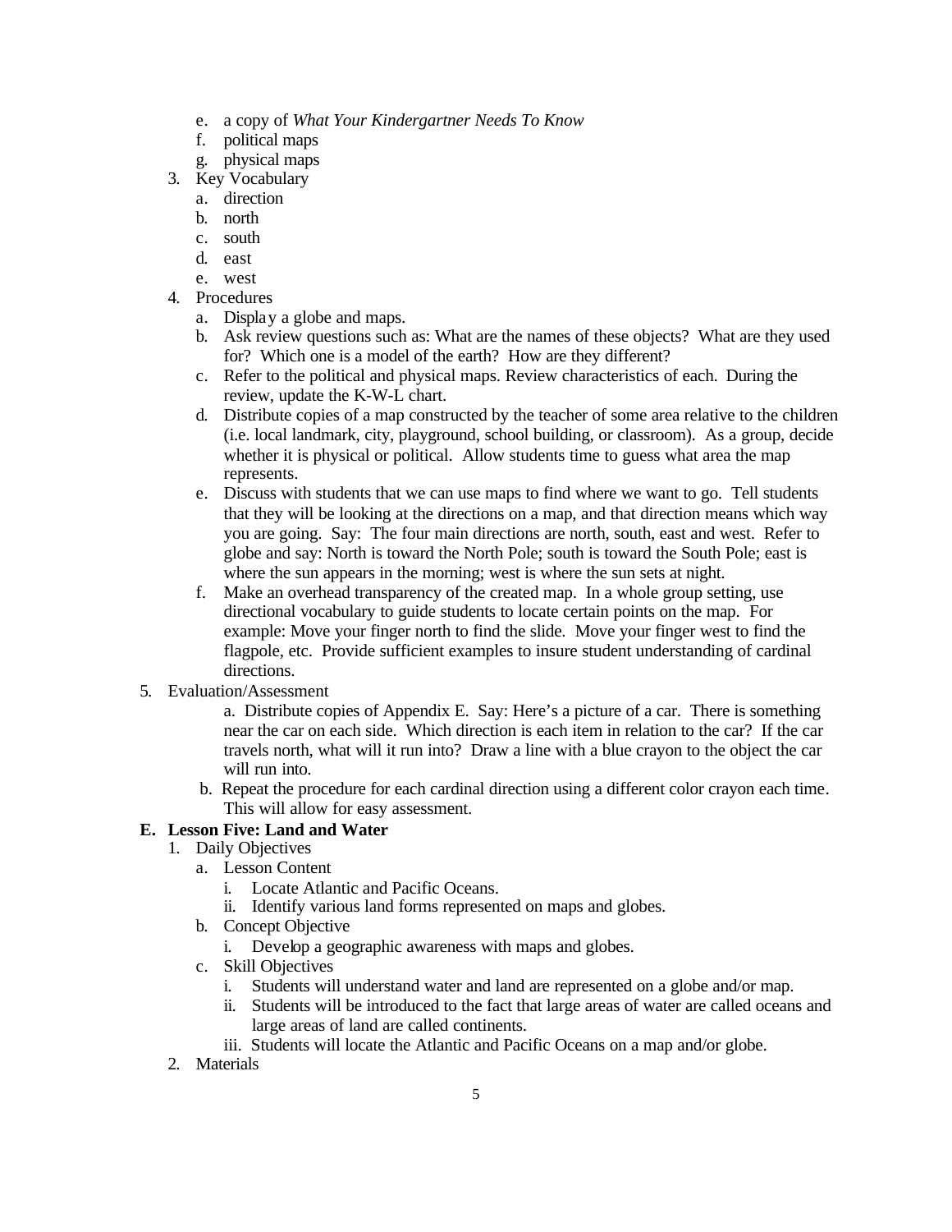- e. a copy of *What Your Kindergartner Needs To Know*
   - f. political maps
   - g. physical maps
3. Key Vocabulary
   - a. direction
   - b. north
   - c. south
   - d. east
   - e. west
4. Procedures
   - a. Display a globe and maps.
   - b. Ask review questions such as: What are the names of these objects? What are they used for? Which one is a model of the earth? How are they different?
   - c. Refer to the political and physical maps. Review characteristics of each. During the review, update the K-W-L chart.
   - d. Distribute copies of a map constructed by the teacher of some area relative to the children (i.e. local landmark, city, playground, school building, or classroom). As a group, decide whether it is physical or political. Allow students time to guess what area the map represents.
   - e. Discuss with students that we can use maps to find where we want to go. Tell students that they will be looking at the directions on a map, and that direction means which way you are going. Say: The four main directions are north, south, east and west. Refer to globe and say: North is toward the North Pole; south is toward the South Pole; east is where the sun appears in the morning; west is where the sun sets at night.
   - f. Make an overhead transparency of the created map. In a whole group setting, use directional vocabulary to guide students to locate certain points on the map. For example: Move your finger north to find the slide. Move your finger west to find the flagpole, etc. Provide sufficient examples to insure student understanding of cardinal directions.
5. Evaluation/Assessment
   - a. Distribute copies of Appendix E. Say: Here's a picture of a car. There is something near the car on each side. Which direction is each item in relation to the car? If the car travels north, what will it run into? Draw a line with a blue crayon to the object the car will run into.
   - b. Repeat the procedure for each cardinal direction using a different color crayon each time. This will allow for easy assessment.

**E. Lesson Five: Land and Water**

1. Daily Objectives
   - a. Lesson Content
     - i. Locate Atlantic and Pacific Oceans.
     - ii. Identify various land forms represented on maps and globes.
   - b. Concept Objective
     - i. Develop a geographic awareness with maps and globes.
   - c. Skill Objectives
     - i. Students will understand water and land are represented on a globe and/or map.
     - ii. Students will be introduced to the fact that large areas of water are called oceans and large areas of land are called continents.
     - iii. Students will locate the Atlantic and Pacific Oceans on a map and/or globe.
2. Materials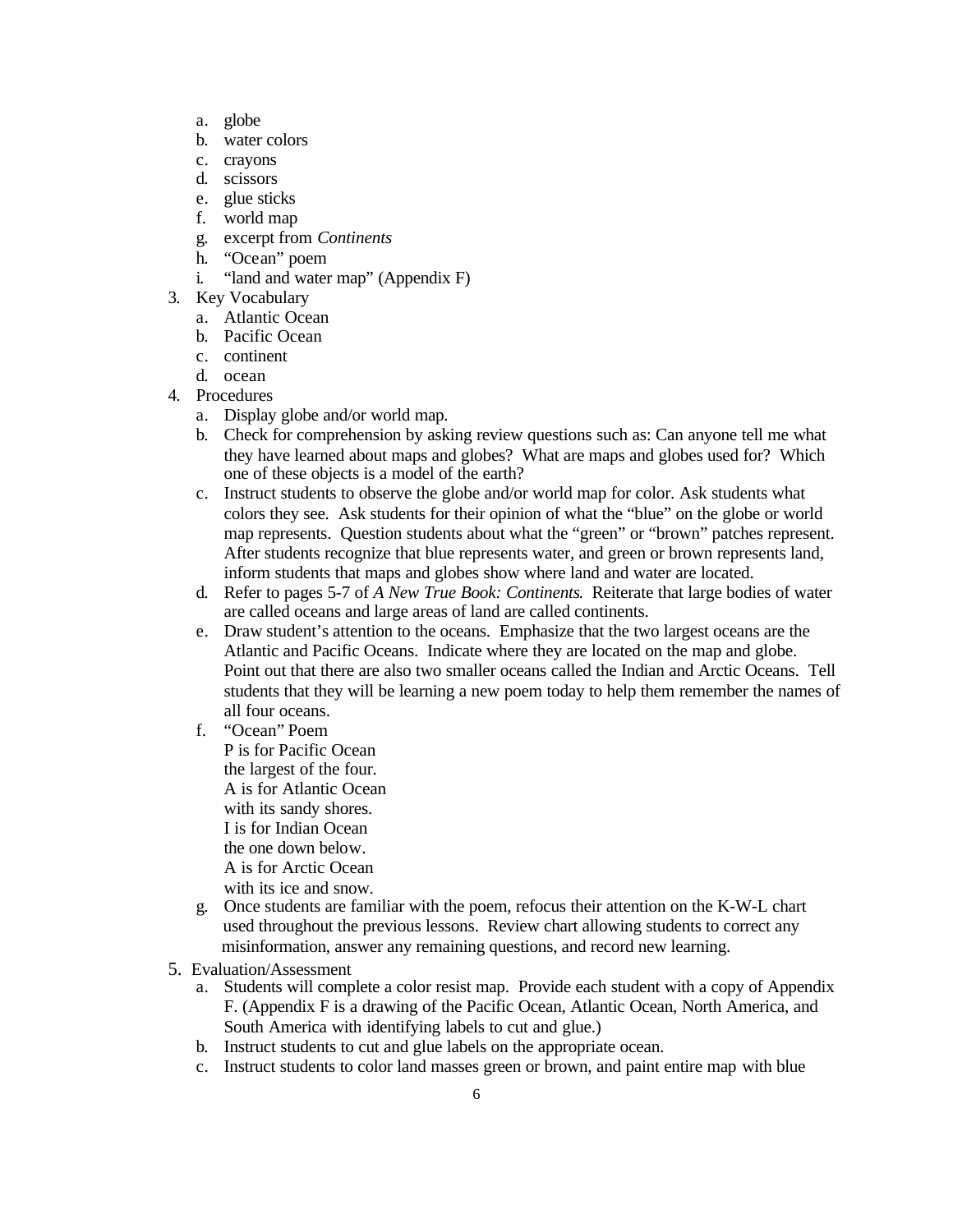a. globe
   b. water colors
   c. crayons
   d. scissors
   e. glue sticks
   f. world map
   g. excerpt from *Continents*
   h. "Ocean" poem
   i. "land and water map" (Appendix F)

3. Key Vocabulary
   a. Atlantic Ocean
   b. Pacific Ocean
   c. continent
   d. ocean

4. Procedures
   a. Display globe and/or world map.
   b. Check for comprehension by asking review questions such as: Can anyone tell me what they have learned about maps and globes? What are maps and globes used for? Which one of these objects is a model of the earth?
   c. Instruct students to observe the globe and/or world map for color. Ask students what colors they see. Ask students for their opinion of what the "blue" on the globe or world map represents. Question students about what the "green" or "brown" patches represent. After students recognize that blue represents water, and green or brown represents land, inform students that maps and globes show where land and water are located.
   d. Refer to pages 5-7 of *A New True Book: Continents*. Reiterate that large bodies of water are called oceans and large areas of land are called continents.
   e. Draw student's attention to the oceans. Emphasize that the two largest oceans are the Atlantic and Pacific Oceans. Indicate where they are located on the map and globe. Point out that there are also two smaller oceans called the Indian and Arctic Oceans. Tell students that they will be learning a new poem today to help them remember the names of all four oceans.
   f. "Ocean" Poem
      P is for Pacific Ocean
      the largest of the four.
      A is for Atlantic Ocean
      with its sandy shores.
      I is for Indian Ocean
      the one down below.
      A is for Arctic Ocean
      with its ice and snow.
   g. Once students are familiar with the poem, refocus their attention on the K-W-L chart used throughout the previous lessons. Review chart allowing students to correct any misinformation, answer any remaining questions, and record new learning.

5. Evaluation/Assessment
   a. Students will complete a color resist map. Provide each student with a copy of Appendix F. (Appendix F is a drawing of the Pacific Ocean, Atlantic Ocean, North America, and South America with identifying labels to cut and glue.)
   b. Instruct students to cut and glue labels on the appropriate ocean.
   c. Instruct students to color land masses green or brown, and paint entire map with blue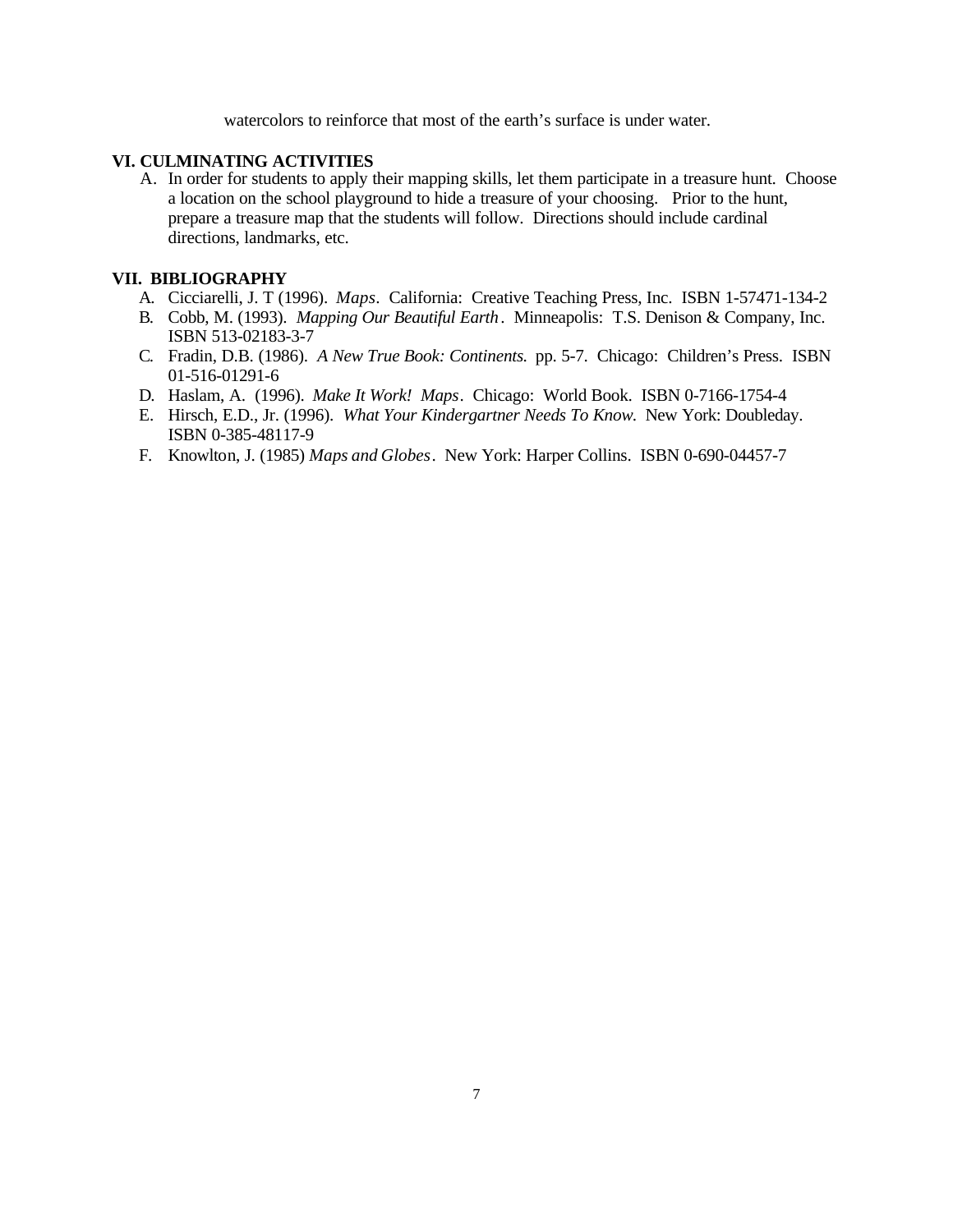watercolors to reinforce that most of the earth's surface is under water.

## VI. CULMINATING ACTIVITIES

A. In order for students to apply their mapping skills, let them participate in a treasure hunt. Choose a location on the school playground to hide a treasure of your choosing. Prior to the hunt, prepare a treasure map that the students will follow. Directions should include cardinal directions, landmarks, etc.

## VII. BIBLIOGRAPHY

A. Cicciarelli, J. T (1996). *Maps*. California: Creative Teaching Press, Inc. ISBN 1-57471-134-2
B. Cobb, M. (1993). *Mapping Our Beautiful Earth*. Minneapolis: T.S. Denison & Company, Inc. ISBN 513-02183-3-7
C. Fradin, D.B. (1986). *A New True Book: Continents.* pp. 5-7. Chicago: Children's Press. ISBN 01-516-01291-6
D. Haslam, A. (1996). *Make It Work! Maps*. Chicago: World Book. ISBN 0-7166-1754-4
E. Hirsch, E.D., Jr. (1996). *What Your Kindergartner Needs To Know.* New York: Doubleday. ISBN 0-385-48117-9
F. Knowlton, J. (1985) *Maps and Globes*. New York: Harper Collins. ISBN 0-690-04457-7